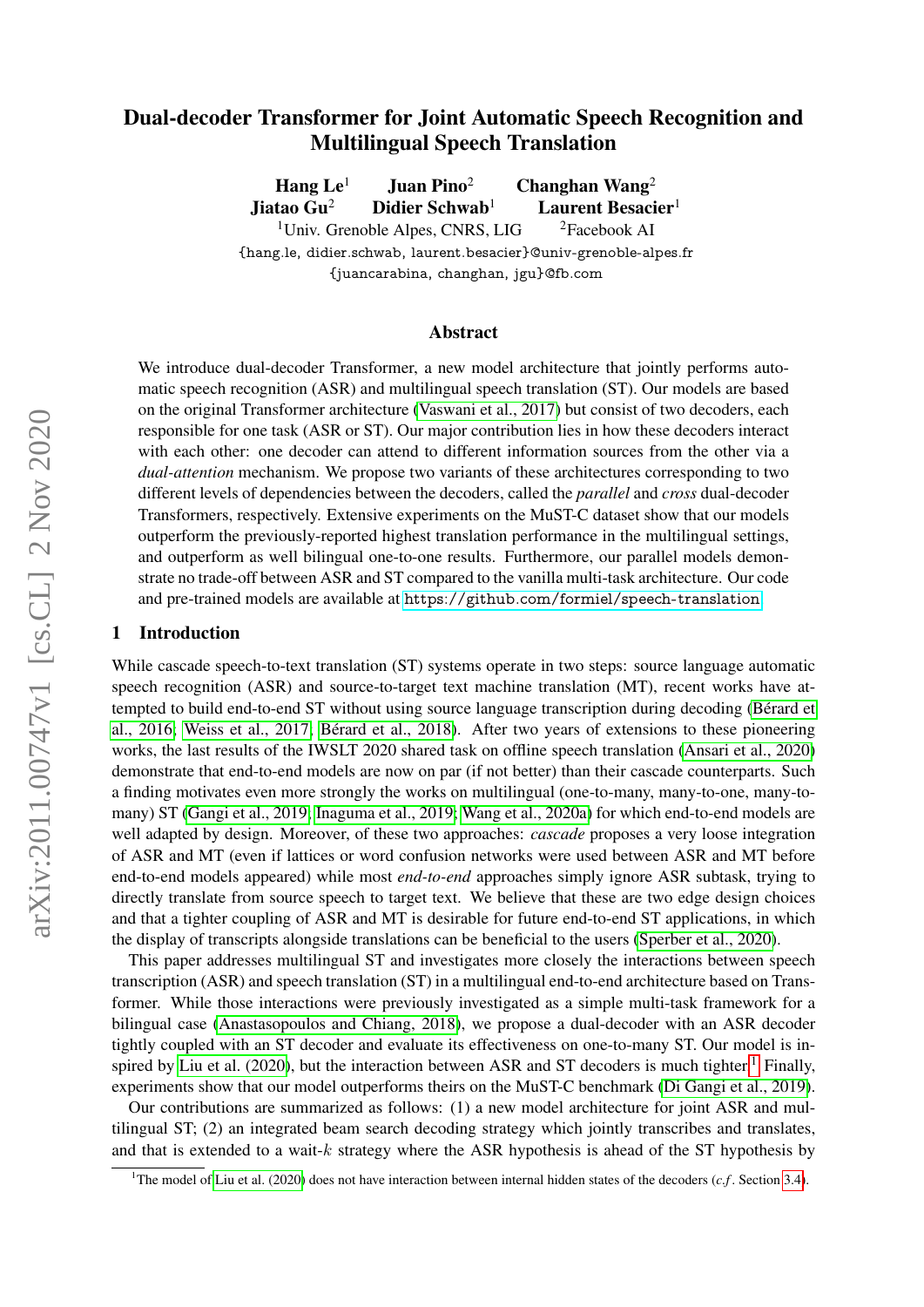# Dual-decoder Transformer for Joint Automatic Speech Recognition and Multilingual Speech Translation

**Hang Le**[1] **Juan Pino**[2] **Changhan Wang**[2]
**Jiatao Gu**[2] **Didier Schwab**[1] **Laurent Besacier**[1]

[1]Univ. Grenoble Alpes, CNRS, LIG [2]Facebook AI

{hang.le, didier.schwab, laurent.besacier}@univ-grenoble-alpes.fr
{juancarabina, changhan, jgu}@fb.com

## Abstract

We introduce dual-decoder Transformer, a new model architecture that jointly performs automatic speech recognition (ASR) and multilingual speech translation (ST). Our models are based on the original Transformer architecture (Vaswani et al., 2017) but consist of two decoders, each responsible for one task (ASR or ST). Our major contribution lies in how these decoders interact with each other: one decoder can attend to different information sources from the other via a *dual-attention* mechanism. We propose two variants of these architectures corresponding to two different levels of dependencies between the decoders, called the *parallel* and *cross* dual-decoder Transformers, respectively. Extensive experiments on the MuST-C dataset show that our models outperform the previously-reported highest translation performance in the multilingual settings, and outperform as well bilingual one-to-one results. Furthermore, our parallel models demonstrate no trade-off between ASR and ST compared to the vanilla multi-task architecture. Our code and pre-trained models are available at https://github.com/formiel/speech-translation.

## 1 Introduction

While cascade speech-to-text translation (ST) systems operate in two steps: source language automatic speech recognition (ASR) and source-to-target text machine translation (MT), recent works have attempted to build end-to-end ST without using source language transcription during decoding (Bérard et al., 2016; Weiss et al., 2017; Bérard et al., 2018). After two years of extensions to these pioneering works, the last results of the IWSLT 2020 shared task on offline speech translation (Ansari et al., 2020) demonstrate that end-to-end models are now on par (if not better) than their cascade counterparts. Such a finding motivates even more strongly the works on multilingual (one-to-many, many-to-one, many-to-many) ST (Gangi et al., 2019; Inaguma et al., 2019; Wang et al., 2020a) for which end-to-end models are well adapted by design. Moreover, of these two approaches: *cascade* proposes a very loose integration of ASR and MT (even if lattices or word confusion networks were used between ASR and MT before end-to-end models appeared) while most *end-to-end* approaches simply ignore ASR subtask, trying to directly translate from source speech to target text. We believe that these are two edge design choices and that a tighter coupling of ASR and MT is desirable for future end-to-end ST applications, in which the display of transcripts alongside translations can be beneficial to the users (Sperber et al., 2020).

This paper addresses multilingual ST and investigates more closely the interactions between speech transcription (ASR) and speech translation (ST) in a multilingual end-to-end architecture based on Transformer. While those interactions were previously investigated as a simple multi-task framework for a bilingual case (Anastasopoulos and Chiang, 2018), we propose a dual-decoder with an ASR decoder tightly coupled with an ST decoder and evaluate its effectiveness on one-to-many ST. Our model is inspired by Liu et al. (2020), but the interaction between ASR and ST decoders is much tighter.[1] Finally, experiments show that our model outperforms theirs on the MuST-C benchmark (Di Gangi et al., 2019).

Our contributions are summarized as follows: (1) a new model architecture for joint ASR and multilingual ST; (2) an integrated beam search decoding strategy which jointly transcribes and translates, and that is extended to a wait-$k$ strategy where the ASR hypothesis is ahead of the ST hypothesis by

[1]The model of Liu et al. (2020) does not have interaction between internal hidden states of the decoders (*c.f.* Section 3.4).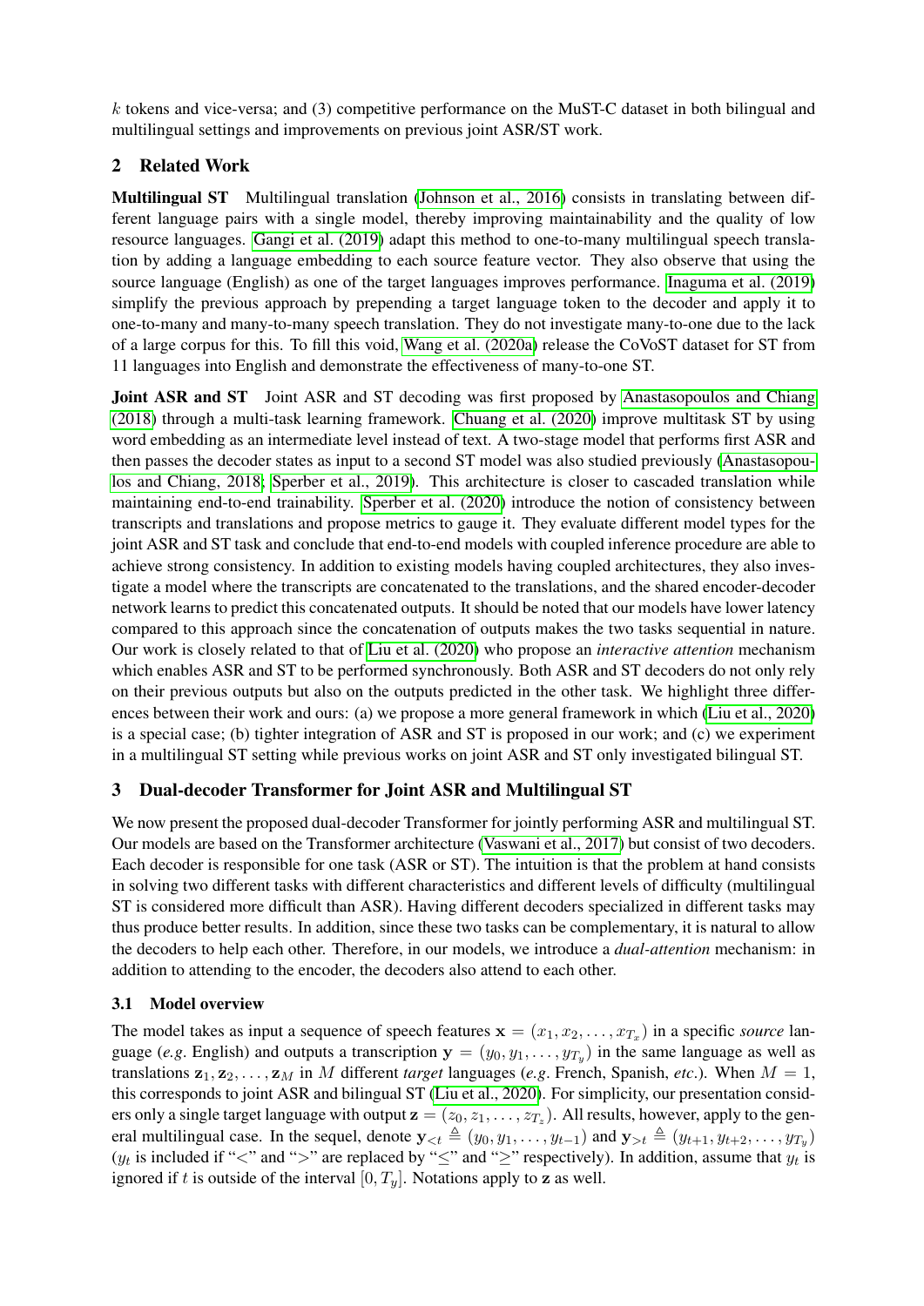$k$ tokens and vice-versa; and (3) competitive performance on the MuST-C dataset in both bilingual and multilingual settings and improvements on previous joint ASR/ST work.

## 2 Related Work

**Multilingual ST** Multilingual translation (Johnson et al., 2016) consists in translating between different language pairs with a single model, thereby improving maintainability and the quality of low resource languages. Gangi et al. (2019) adapt this method to one-to-many multilingual speech translation by adding a language embedding to each source feature vector. They also observe that using the source language (English) as one of the target languages improves performance. Inaguma et al. (2019) simplify the previous approach by prepending a target language token to the decoder and apply it to one-to-many and many-to-many speech translation. They do not investigate many-to-one due to the lack of a large corpus for this. To fill this void, Wang et al. (2020a) release the CoVoST dataset for ST from 11 languages into English and demonstrate the effectiveness of many-to-one ST.

**Joint ASR and ST** Joint ASR and ST decoding was first proposed by Anastasopoulos and Chiang (2018) through a multi-task learning framework. Chuang et al. (2020) improve multitask ST by using word embedding as an intermediate level instead of text. A two-stage model that performs first ASR and then passes the decoder states as input to a second ST model was also studied previously (Anastasopoulos and Chiang, 2018; Sperber et al., 2019). This architecture is closer to cascaded translation while maintaining end-to-end trainability. Sperber et al. (2020) introduce the notion of consistency between transcripts and translations and propose metrics to gauge it. They evaluate different model types for the joint ASR and ST task and conclude that end-to-end models with coupled inference procedure are able to achieve strong consistency. In addition to existing models having coupled architectures, they also investigate a model where the transcripts are concatenated to the translations, and the shared encoder-decoder network learns to predict this concatenated outputs. It should be noted that our models have lower latency compared to this approach since the concatenation of outputs makes the two tasks sequential in nature. Our work is closely related to that of Liu et al. (2020) who propose an *interactive attention* mechanism which enables ASR and ST to be performed synchronously. Both ASR and ST decoders do not only rely on their previous outputs but also on the outputs predicted in the other task. We highlight three differences between their work and ours: (a) we propose a more general framework in which (Liu et al., 2020) is a special case; (b) tighter integration of ASR and ST is proposed in our work; and (c) we experiment in a multilingual ST setting while previous works on joint ASR and ST only investigated bilingual ST.

## 3 Dual-decoder Transformer for Joint ASR and Multilingual ST

We now present the proposed dual-decoder Transformer for jointly performing ASR and multilingual ST. Our models are based on the Transformer architecture (Vaswani et al., 2017) but consist of two decoders. Each decoder is responsible for one task (ASR or ST). The intuition is that the problem at hand consists in solving two different tasks with different characteristics and different levels of difficulty (multilingual ST is considered more difficult than ASR). Having different decoders specialized in different tasks may thus produce better results. In addition, since these two tasks can be complementary, it is natural to allow the decoders to help each other. Therefore, in our models, we introduce a *dual-attention* mechanism: in addition to attending to the encoder, the decoders also attend to each other.

### 3.1 Model overview

The model takes as input a sequence of speech features $\mathbf{x} = (x_1, x_2, \ldots, x_{T_x})$ in a specific *source* language (*e.g.* English) and outputs a transcription $\mathbf{y} = (y_0, y_1, \ldots, y_{T_y})$ in the same language as well as translations $\mathbf{z}_1, \mathbf{z}_2, \ldots, \mathbf{z}_M$ in $M$ different *target* languages (*e.g.* French, Spanish, *etc.*). When $M = 1$, this corresponds to joint ASR and bilingual ST (Liu et al., 2020). For simplicity, our presentation considers only a single target language with output $\mathbf{z} = (z_0, z_1, \ldots, z_{T_z})$. All results, however, apply to the general multilingual case. In the sequel, denote $\mathbf{y}_{<t} \triangleq (y_0, y_1, \ldots, y_{t-1})$ and $\mathbf{y}_{>t} \triangleq (y_{t+1}, y_{t+2}, \ldots, y_{T_y})$ ($y_t$ is included if "$<$" and "$>$" are replaced by "$\leq$" and "$\geq$" respectively). In addition, assume that $y_t$ is ignored if $t$ is outside of the interval $[0, T_y]$. Notations apply to $\mathbf{z}$ as well.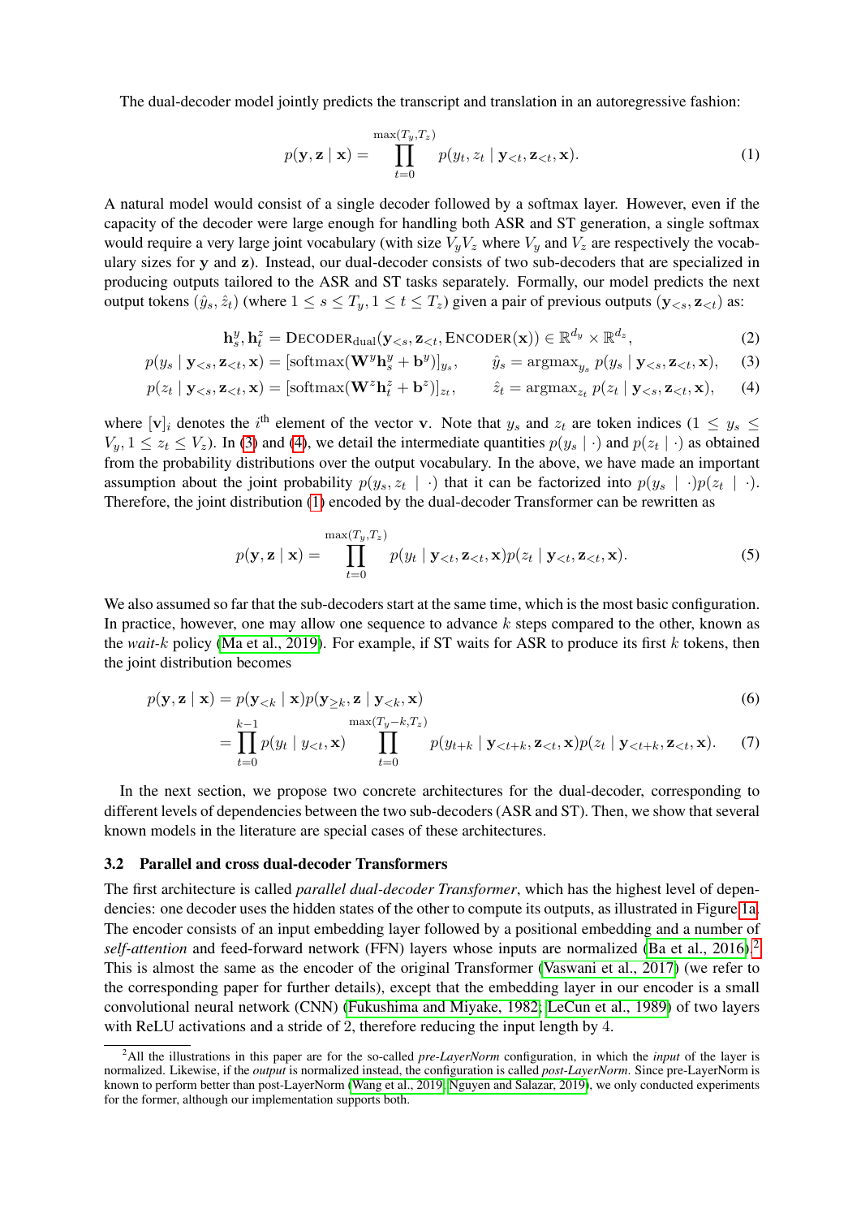The dual-decoder model jointly predicts the transcript and translation in an autoregressive fashion:

$$p(\mathbf{y}, \mathbf{z} \mid \mathbf{x}) = \prod_{t=0}^{\max(T_y, T_z)} p(y_t, z_t \mid \mathbf{y}_{<t}, \mathbf{z}_{<t}, \mathbf{x}). \tag{1}$$

A natural model would consist of a single decoder followed by a softmax layer. However, even if the capacity of the decoder were large enough for handling both ASR and ST generation, a single softmax would require a very large joint vocabulary (with size $V_y V_z$ where $V_y$ and $V_z$ are respectively the vocabulary sizes for $\mathbf{y}$ and $\mathbf{z}$). Instead, our dual-decoder consists of two sub-decoders that are specialized in producing outputs tailored to the ASR and ST tasks separately. Formally, our model predicts the next output tokens $(\hat{y}_s, \hat{z}_t)$ (where $1 \leq s \leq T_y, 1 \leq t \leq T_z$) given a pair of previous outputs $(\mathbf{y}_{<s}, \mathbf{z}_{<t})$ as:

$$\mathbf{h}_s^y, \mathbf{h}_t^z = \text{DECODER}_{\text{dual}}(\mathbf{y}_{<s}, \mathbf{z}_{<t}, \text{ENCODER}(\mathbf{x})) \in \mathbb{R}^{d_y} \times \mathbb{R}^{d_z}, \tag{2}$$

$$p(y_s \mid \mathbf{y}_{<s}, \mathbf{z}_{<t}, \mathbf{x}) = [\text{softmax}(\mathbf{W}^y \mathbf{h}_s^y + \mathbf{b}^y)]_{y_s}, \qquad \hat{y}_s = \text{argmax}_{y_s} \, p(y_s \mid \mathbf{y}_{<s}, \mathbf{z}_{<t}, \mathbf{x}), \tag{3}$$

$$p(z_t \mid \mathbf{y}_{<s}, \mathbf{z}_{<t}, \mathbf{x}) = [\text{softmax}(\mathbf{W}^z \mathbf{h}_t^z + \mathbf{b}^z)]_{z_t}, \qquad \hat{z}_t = \text{argmax}_{z_t} \, p(z_t \mid \mathbf{y}_{<s}, \mathbf{z}_{<t}, \mathbf{x}), \tag{4}$$

where $[\mathbf{v}]_i$ denotes the $i^{\text{th}}$ element of the vector $\mathbf{v}$. Note that $y_s$ and $z_t$ are token indices ($1 \leq y_s \leq V_y, 1 \leq z_t \leq V_z$). In (3) and (4), we detail the intermediate quantities $p(y_s \mid \cdot)$ and $p(z_t \mid \cdot)$ as obtained from the probability distributions over the output vocabulary. In the above, we have made an important assumption about the joint probability $p(y_s, z_t \mid \cdot)$ that it can be factorized into $p(y_s \mid \cdot) p(z_t \mid \cdot)$. Therefore, the joint distribution (1) encoded by the dual-decoder Transformer can be rewritten as

$$p(\mathbf{y}, \mathbf{z} \mid \mathbf{x}) = \prod_{t=0}^{\max(T_y, T_z)} p(y_t \mid \mathbf{y}_{<t}, \mathbf{z}_{<t}, \mathbf{x}) p(z_t \mid \mathbf{y}_{<t}, \mathbf{z}_{<t}, \mathbf{x}). \tag{5}$$

We also assumed so far that the sub-decoders start at the same time, which is the most basic configuration. In practice, however, one may allow one sequence to advance $k$ steps compared to the other, known as the *wait-$k$* policy (Ma et al., 2019). For example, if ST waits for ASR to produce its first $k$ tokens, then the joint distribution becomes

$$p(\mathbf{y}, \mathbf{z} \mid \mathbf{x}) = p(\mathbf{y}_{<k} \mid \mathbf{x}) p(\mathbf{y}_{\geq k}, \mathbf{z} \mid \mathbf{y}_{<k}, \mathbf{x}) \tag{6}$$

$$= \prod_{t=0}^{k-1} p(y_t \mid y_{<t}, \mathbf{x}) \prod_{t=0}^{\max(T_y - k, T_z)} p(y_{t+k} \mid \mathbf{y}_{<t+k}, \mathbf{z}_{<t}, \mathbf{x}) p(z_t \mid \mathbf{y}_{<t+k}, \mathbf{z}_{<t}, \mathbf{x}). \tag{7}$$

In the next section, we propose two concrete architectures for the dual-decoder, corresponding to different levels of dependencies between the two sub-decoders (ASR and ST). Then, we show that several known models in the literature are special cases of these architectures.

### 3.2 Parallel and cross dual-decoder Transformers

The first architecture is called *parallel dual-decoder Transformer*, which has the highest level of dependencies: one decoder uses the hidden states of the other to compute its outputs, as illustrated in Figure 1a. The encoder consists of an input embedding layer followed by a positional embedding and a number of *self-attention* and feed-forward network (FFN) layers whose inputs are normalized (Ba et al., 2016).[2] This is almost the same as the encoder of the original Transformer (Vaswani et al., 2017) (we refer to the corresponding paper for further details), except that the embedding layer in our encoder is a small convolutional neural network (CNN) (Fukushima and Miyake, 1982; LeCun et al., 1989) of two layers with ReLU activations and a stride of 2, therefore reducing the input length by 4.

[2] All the illustrations in this paper are for the so-called *pre-LayerNorm* configuration, in which the *input* of the layer is normalized. Likewise, if the *output* is normalized instead, the configuration is called *post-LayerNorm*. Since pre-LayerNorm is known to perform better than post-LayerNorm (Wang et al., 2019; Nguyen and Salazar, 2019), we only conducted experiments for the former, although our implementation supports both.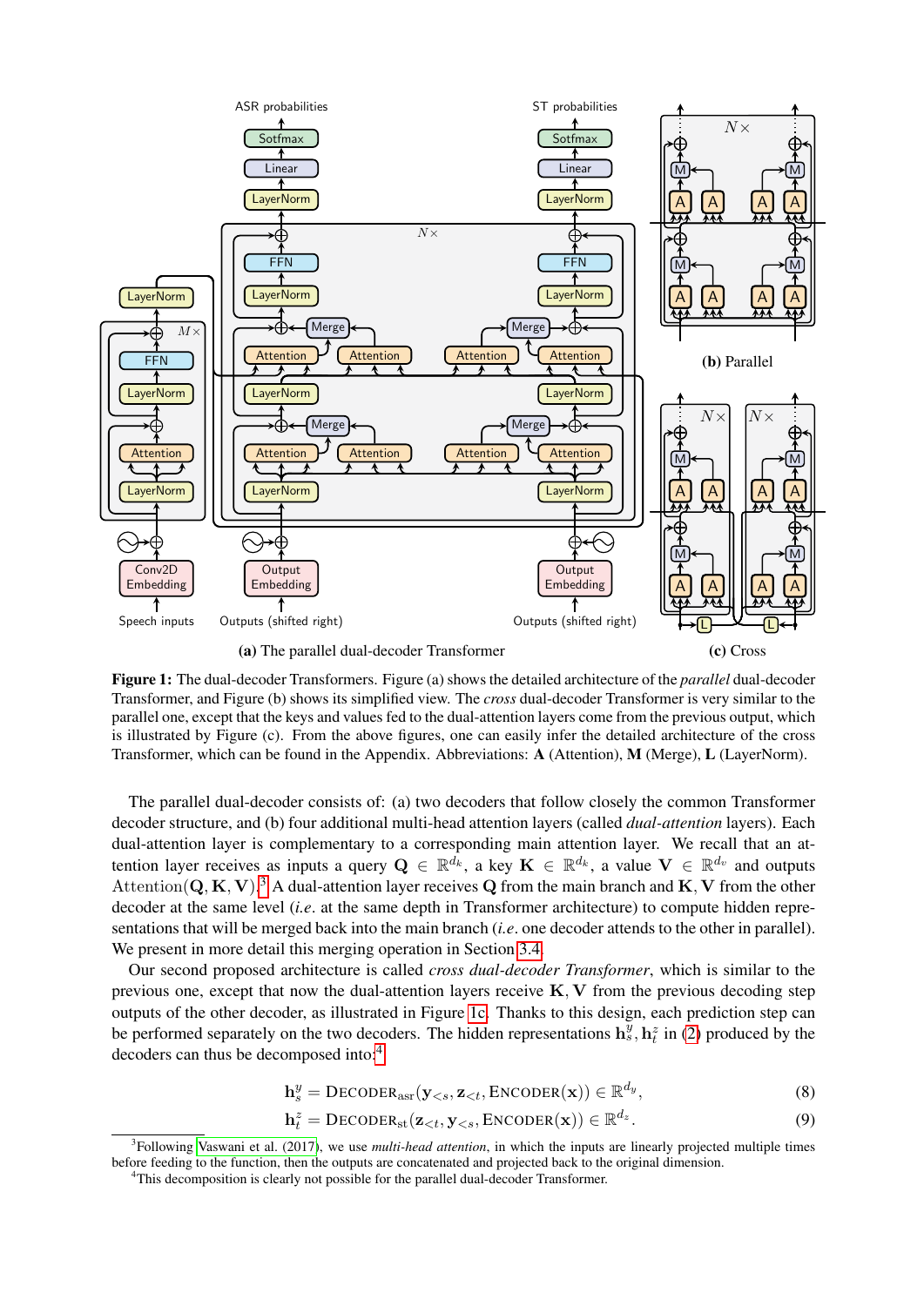**(a)** The parallel dual-decoder Transformer

**(b)** Parallel

**(c)** Cross

**Figure 1:** The dual-decoder Transformers. Figure (a) shows the detailed architecture of the *parallel* dual-decoder Transformer, and Figure (b) shows its simplified view. The *cross* dual-decoder Transformer is very similar to the parallel one, except that the keys and values fed to the dual-attention layers come from the previous output, which is illustrated by Figure (c). From the above figures, one can easily infer the detailed architecture of the cross Transformer, which can be found in the Appendix. Abbreviations: **A** (Attention), **M** (Merge), **L** (LayerNorm).

The parallel dual-decoder consists of: (a) two decoders that follow closely the common Transformer decoder structure, and (b) four additional multi-head attention layers (called *dual-attention* layers). Each dual-attention layer is complementary to a corresponding main attention layer. We recall that an attention layer receives as inputs a query $\mathbf{Q} \in \mathbb{R}^{d_k}$, a key $\mathbf{K} \in \mathbb{R}^{d_k}$, a value $\mathbf{V} \in \mathbb{R}^{d_v}$ and outputs $\text{Attention}(\mathbf{Q}, \mathbf{K}, \mathbf{V})$.[3] A dual-attention layer receives $\mathbf{Q}$ from the main branch and $\mathbf{K}, \mathbf{V}$ from the other decoder at the same level (*i.e*. at the same depth in Transformer architecture) to compute hidden representations that will be merged back into the main branch (*i.e*. one decoder attends to the other in parallel). We present in more detail this merging operation in Section 3.4.

Our second proposed architecture is called *cross dual-decoder Transformer*, which is similar to the previous one, except that now the dual-attention layers receive $\mathbf{K}, \mathbf{V}$ from the previous decoding step outputs of the other decoder, as illustrated in Figure 1c. Thanks to this design, each prediction step can be performed separately on the two decoders. The hidden representations $\mathbf{h}_s^y, \mathbf{h}_t^z$ in (2) produced by the decoders can thus be decomposed into:[4]

$$\mathbf{h}_s^y = \text{DECODER}_{\text{asr}}(\mathbf{y}_{<s}, \mathbf{z}_{<t}, \text{ENCODER}(\mathbf{x})) \in \mathbb{R}^{d_y}, \tag{8}$$

$$\mathbf{h}_t^z = \text{DECODER}_{\text{st}}(\mathbf{z}_{<t}, \mathbf{y}_{<s}, \text{ENCODER}(\mathbf{x})) \in \mathbb{R}^{d_z}. \tag{9}$$

[3] Following Vaswani et al. (2017), we use *multi-head attention*, in which the inputs are linearly projected multiple times before feeding to the function, then the outputs are concatenated and projected back to the original dimension.

[4] This decomposition is clearly not possible for the parallel dual-decoder Transformer.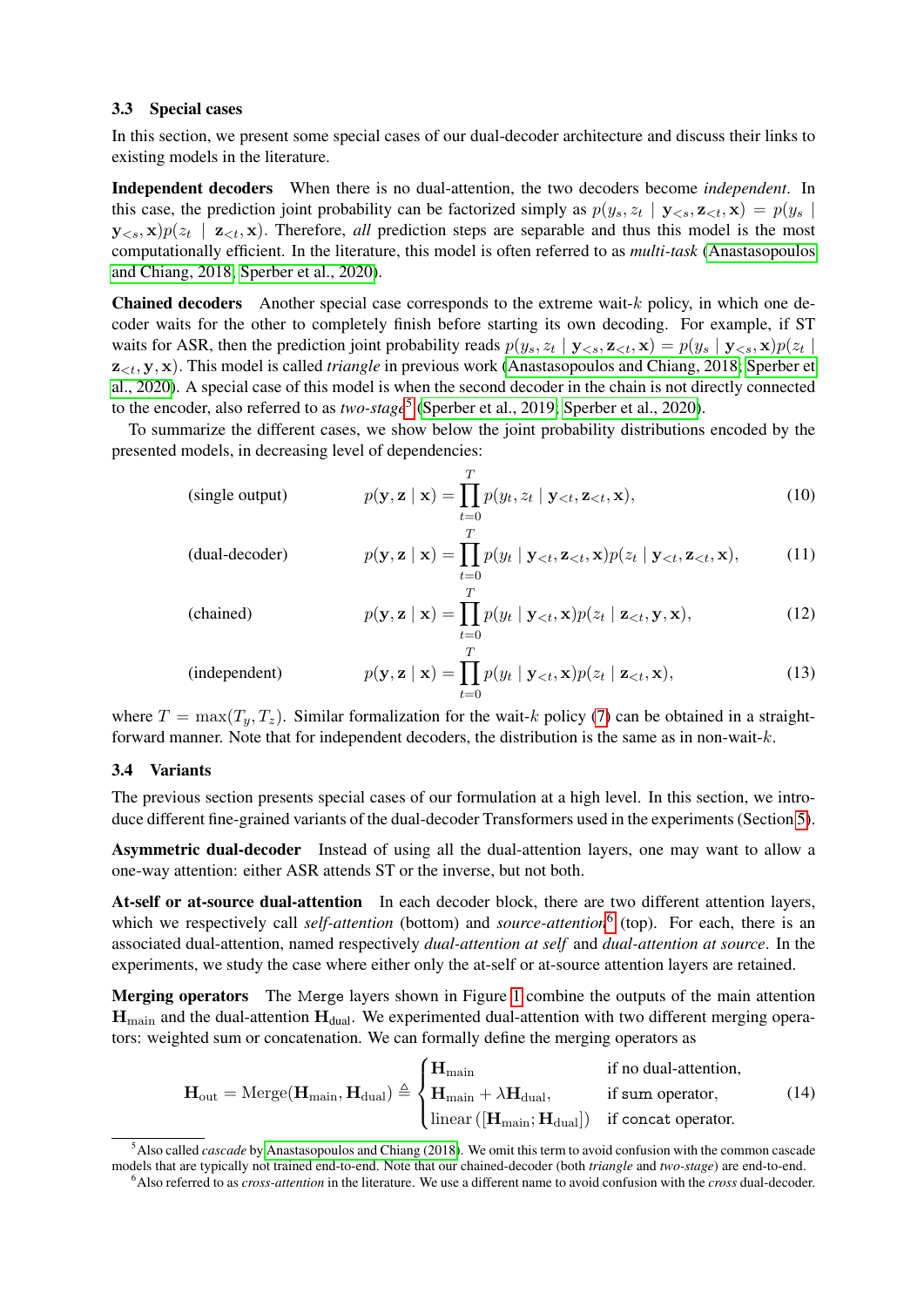### 3.3 Special cases

In this section, we present some special cases of our dual-decoder architecture and discuss their links to existing models in the literature.

**Independent decoders** When there is no dual-attention, the two decoders become *independent*. In this case, the prediction joint probability can be factorized simply as $p(y_s, z_t \mid \mathbf{y}_{<s}, \mathbf{z}_{<t}, \mathbf{x}) = p(y_s \mid \mathbf{y}_{<s}, \mathbf{x})p(z_t \mid \mathbf{z}_{<t}, \mathbf{x})$. Therefore, *all* prediction steps are separable and thus this model is the most computationally efficient. In the literature, this model is often referred to as *multi-task* (Anastasopoulos and Chiang, 2018; Sperber et al., 2020).

**Chained decoders** Another special case corresponds to the extreme wait-$k$ policy, in which one decoder waits for the other to completely finish before starting its own decoding. For example, if ST waits for ASR, then the prediction joint probability reads $p(y_s, z_t \mid \mathbf{y}_{<s}, \mathbf{z}_{<t}, \mathbf{x}) = p(y_s \mid \mathbf{y}_{<s}, \mathbf{x})p(z_t \mid \mathbf{z}_{<t}, \mathbf{y}, \mathbf{x})$. This model is called *triangle* in previous work (Anastasopoulos and Chiang, 2018; Sperber et al., 2020). A special case of this model is when the second decoder in the chain is not directly connected to the encoder, also referred to as *two-stage*[5] (Sperber et al., 2019; Sperber et al., 2020).

To summarize the different cases, we show below the joint probability distributions encoded by the presented models, in decreasing level of dependencies:

$$\text{(single output)} \qquad p(\mathbf{y}, \mathbf{z} \mid \mathbf{x}) = \prod_{t=0}^{T} p(y_t, z_t \mid \mathbf{y}_{<t}, \mathbf{z}_{<t}, \mathbf{x}), \tag{10}$$

$$\text{(dual-decoder)} \qquad p(\mathbf{y}, \mathbf{z} \mid \mathbf{x}) = \prod_{t=0}^{T} p(y_t \mid \mathbf{y}_{<t}, \mathbf{z}_{<t}, \mathbf{x})p(z_t \mid \mathbf{y}_{<t}, \mathbf{z}_{<t}, \mathbf{x}), \tag{11}$$

$$\text{(chained)} \qquad p(\mathbf{y}, \mathbf{z} \mid \mathbf{x}) = \prod_{t=0}^{T} p(y_t \mid \mathbf{y}_{<t}, \mathbf{x})p(z_t \mid \mathbf{z}_{<t}, \mathbf{y}, \mathbf{x}), \tag{12}$$

$$\text{(independent)} \qquad p(\mathbf{y}, \mathbf{z} \mid \mathbf{x}) = \prod_{t=0}^{T} p(y_t \mid \mathbf{y}_{<t}, \mathbf{x})p(z_t \mid \mathbf{z}_{<t}, \mathbf{x}), \tag{13}$$

where $T = \max(T_y, T_z)$. Similar formalization for the wait-$k$ policy (7) can be obtained in a straightforward manner. Note that for independent decoders, the distribution is the same as in non-wait-$k$.

### 3.4 Variants

The previous section presents special cases of our formulation at a high level. In this section, we introduce different fine-grained variants of the dual-decoder Transformers used in the experiments (Section 5).

**Asymmetric dual-decoder** Instead of using all the dual-attention layers, one may want to allow a one-way attention: either ASR attends ST or the inverse, but not both.

**At-self or at-source dual-attention** In each decoder block, there are two different attention layers, which we respectively call *self-attention* (bottom) and *source-attention*[6] (top). For each, there is an associated dual-attention, named respectively *dual-attention at self* and *dual-attention at source*. In the experiments, we study the case where either only the at-self or at-source attention layers are retained.

**Merging operators** The Merge layers shown in Figure 1 combine the outputs of the main attention $\mathbf{H}_{\text{main}}$ and the dual-attention $\mathbf{H}_{\text{dual}}$. We experimented dual-attention with two different merging operators: weighted sum or concatenation. We can formally define the merging operators as

$$\mathbf{H}_{\text{out}} = \text{Merge}(\mathbf{H}_{\text{main}}, \mathbf{H}_{\text{dual}}) \triangleq \begin{cases} \mathbf{H}_{\text{main}} & \text{if no dual-attention,} \\ \mathbf{H}_{\text{main}} + \lambda \mathbf{H}_{\text{dual}}, & \text{if sum operator,} \\ \text{linear}\left([\mathbf{H}_{\text{main}}; \mathbf{H}_{\text{dual}}]\right) & \text{if concat operator.} \end{cases} \tag{14}$$

---

[5] Also called *cascade* by Anastasopoulos and Chiang (2018). We omit this term to avoid confusion with the common cascade models that are typically not trained end-to-end. Note that our chained-decoder (both *triangle* and *two-stage*) are end-to-end.

[6] Also referred to as *cross-attention* in the literature. We use a different name to avoid confusion with the *cross* dual-decoder.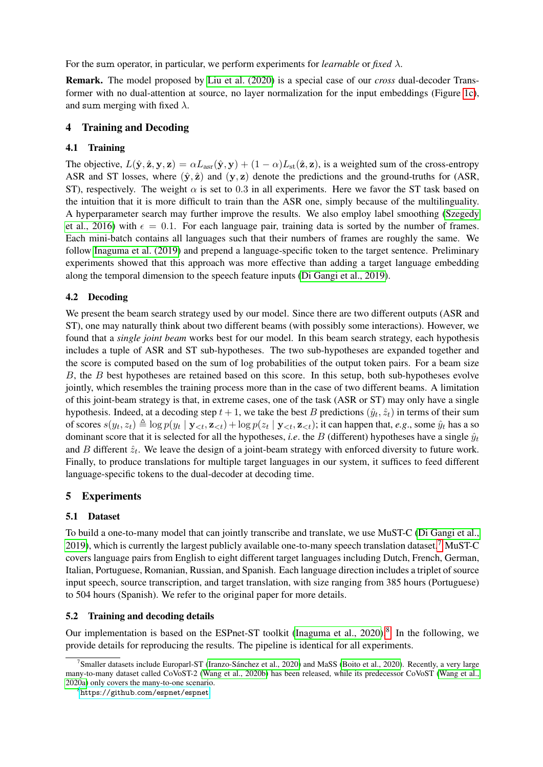For the sum operator, in particular, we perform experiments for *learnable* or *fixed* $\lambda$.

**Remark.** The model proposed by Liu et al. (2020) is a special case of our *cross* dual-decoder Transformer with no dual-attention at source, no layer normalization for the input embeddings (Figure 1c), and sum merging with fixed $\lambda$.

## 4 Training and Decoding

### 4.1 Training

The objective, $L(\hat{\mathbf{y}}, \hat{\mathbf{z}}, \mathbf{y}, \mathbf{z}) = \alpha L_{\text{asr}}(\hat{\mathbf{y}}, \mathbf{y}) + (1 - \alpha) L_{\text{st}}(\hat{\mathbf{z}}, \mathbf{z})$, is a weighted sum of the cross-entropy ASR and ST losses, where $(\hat{\mathbf{y}}, \hat{\mathbf{z}})$ and $(\mathbf{y}, \mathbf{z})$ denote the predictions and the ground-truths for (ASR, ST), respectively. The weight $\alpha$ is set to 0.3 in all experiments. Here we favor the ST task based on the intuition that it is more difficult to train than the ASR one, simply because of the multilinguality. A hyperparameter search may further improve the results. We also employ label smoothing (Szegedy et al., 2016) with $\epsilon = 0.1$. For each language pair, training data is sorted by the number of frames. Each mini-batch contains all languages such that their numbers of frames are roughly the same. We follow Inaguma et al. (2019) and prepend a language-specific token to the target sentence. Preliminary experiments showed that this approach was more effective than adding a target language embedding along the temporal dimension to the speech feature inputs (Di Gangi et al., 2019).

### 4.2 Decoding

We present the beam search strategy used by our model. Since there are two different outputs (ASR and ST), one may naturally think about two different beams (with possibly some interactions). However, we found that a *single joint beam* works best for our model. In this beam search strategy, each hypothesis includes a tuple of ASR and ST sub-hypotheses. The two sub-hypotheses are expanded together and the score is computed based on the sum of log probabilities of the output token pairs. For a beam size $B$, the $B$ best hypotheses are retained based on this score. In this setup, both sub-hypotheses evolve jointly, which resembles the training process more than in the case of two different beams. A limitation of this joint-beam strategy is that, in extreme cases, one of the task (ASR or ST) may only have a single hypothesis. Indeed, at a decoding step $t+1$, we take the best $B$ predictions $(\hat{y}_t, \hat{z}_t)$ in terms of their sum of scores $s(y_t, z_t) \triangleq \log p(y_t \mid \mathbf{y}_{<t}, \mathbf{z}_{<t}) + \log p(z_t \mid \mathbf{y}_{<t}, \mathbf{z}_{<t})$; it can happen that, *e.g.*, some $\hat{y}_t$ has a so dominant score that it is selected for all the hypotheses, *i.e*. the $B$ (different) hypotheses have a single $\hat{y}_t$ and $B$ different $\hat{z}_t$. We leave the design of a joint-beam strategy with enforced diversity to future work. Finally, to produce translations for multiple target languages in our system, it suffices to feed different language-specific tokens to the dual-decoder at decoding time.

## 5 Experiments

### 5.1 Dataset

To build a one-to-many model that can jointly transcribe and translate, we use MuST-C (Di Gangi et al., 2019), which is currently the largest publicly available one-to-many speech translation dataset.[7] MuST-C covers language pairs from English to eight different target languages including Dutch, French, German, Italian, Portuguese, Romanian, Russian, and Spanish. Each language direction includes a triplet of source input speech, source transcription, and target translation, with size ranging from 385 hours (Portuguese) to 504 hours (Spanish). We refer to the original paper for more details.

### 5.2 Training and decoding details

Our implementation is based on the ESPnet-ST toolkit (Inaguma et al., 2020).[8] In the following, we provide details for reproducing the results. The pipeline is identical for all experiments.

[7] Smaller datasets include Europarl-ST (Iranzo-Sánchez et al., 2020) and MaSS (Boito et al., 2020). Recently, a very large many-to-many dataset called CoVoST-2 (Wang et al., 2020b) has been released, while its predecessor CoVoST (Wang et al., 2020a) only covers the many-to-one scenario.

[8] https://github.com/espnet/espnet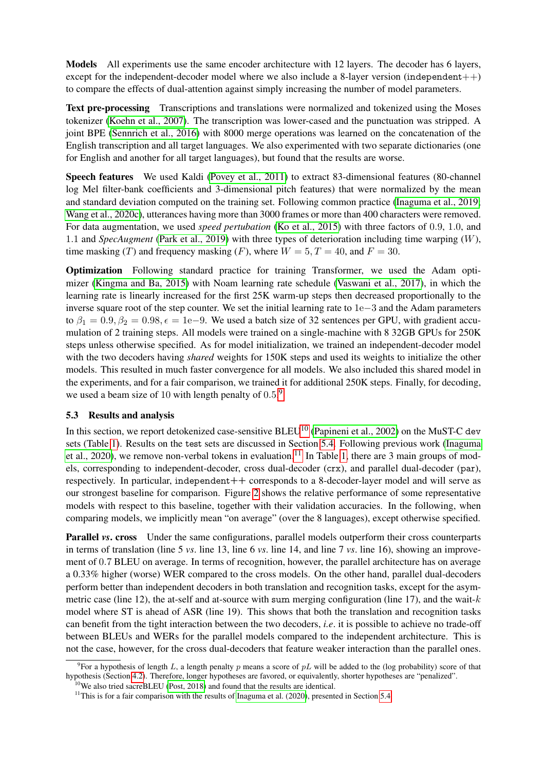**Models** All experiments use the same encoder architecture with 12 layers. The decoder has 6 layers, except for the independent-decoder model where we also include a 8-layer version (independent++) to compare the effects of dual-attention against simply increasing the number of model parameters.

**Text pre-processing** Transcriptions and translations were normalized and tokenized using the Moses tokenizer (Koehn et al., 2007). The transcription was lower-cased and the punctuation was stripped. A joint BPE (Sennrich et al., 2016) with 8000 merge operations was learned on the concatenation of the English transcription and all target languages. We also experimented with two separate dictionaries (one for English and another for all target languages), but found that the results are worse.

**Speech features** We used Kaldi (Povey et al., 2011) to extract 83-dimensional features (80-channel log Mel filter-bank coefficients and 3-dimensional pitch features) that were normalized by the mean and standard deviation computed on the training set. Following common practice (Inaguma et al., 2019; Wang et al., 2020c), utterances having more than 3000 frames or more than 400 characters were removed. For data augmentation, we used *speed pertubation* (Ko et al., 2015) with three factors of 0.9, 1.0, and 1.1 and *SpecAugment* (Park et al., 2019) with three types of deterioration including time warping ($W$), time masking ($T$) and frequency masking ($F$), where $W = 5, T = 40$, and $F = 30$.

**Optimization** Following standard practice for training Transformer, we used the Adam optimizer (Kingma and Ba, 2015) with Noam learning rate schedule (Vaswani et al., 2017), in which the learning rate is linearly increased for the first 25K warm-up steps then decreased proportionally to the inverse square root of the step counter. We set the initial learning rate to $1\text{e}{-3}$ and the Adam parameters to $\beta_1 = 0.9, \beta_2 = 0.98, \epsilon = 1\text{e}{-9}$. We used a batch size of 32 sentences per GPU, with gradient accumulation of 2 training steps. All models were trained on a single-machine with 8 32GB GPUs for 250K steps unless otherwise specified. As for model initialization, we trained an independent-decoder model with the two decoders having *shared* weights for 150K steps and used its weights to initialize the other models. This resulted in much faster convergence for all models. We also included this shared model in the experiments, and for a fair comparison, we trained it for additional 250K steps. Finally, for decoding, we used a beam size of 10 with length penalty of 0.5.[9]

### 5.3 Results and analysis

In this section, we report detokenized case-sensitive BLEU[10] (Papineni et al., 2002) on the MuST-C dev sets (Table 1). Results on the test sets are discussed in Section 5.4. Following previous work (Inaguma et al., 2020), we remove non-verbal tokens in evaluation.[11] In Table 1, there are 3 main groups of models, corresponding to independent-decoder, cross dual-decoder (crx), and parallel dual-decoder (par), respectively. In particular, independent++ corresponds to a 8-decoder-layer model and will serve as our strongest baseline for comparison. Figure 2 shows the relative performance of some representative models with respect to this baseline, together with their validation accuracies. In the following, when comparing models, we implicitly mean "on average" (over the 8 languages), except otherwise specified.

**Parallel *vs*. cross** Under the same configurations, parallel models outperform their cross counterparts in terms of translation (line 5 *vs*. line 13, line 6 *vs*. line 14, and line 7 *vs*. line 16), showing an improvement of 0.7 BLEU on average. In terms of recognition, however, the parallel architecture has on average a 0.33% higher (worse) WER compared to the cross models. On the other hand, parallel dual-decoders perform better than independent decoders in both translation and recognition tasks, except for the asymmetric case (line 12), the at-self and at-source with sum merging configuration (line 17), and the wait-$k$ model where ST is ahead of ASR (line 19). This shows that both the translation and recognition tasks can benefit from the tight interaction between the two decoders, *i.e*. it is possible to achieve no trade-off between BLEUs and WERs for the parallel models compared to the independent architecture. This is not the case, however, for the cross dual-decoders that feature weaker interaction than the parallel ones.

[9] For a hypothesis of length $L$, a length penalty $p$ means a score of $pL$ will be added to the (log probability) score of that hypothesis (Section 4.2). Therefore, longer hypotheses are favored, or equivalently, shorter hypotheses are "penalized".

[10] We also tried sacreBLEU (Post, 2018) and found that the results are identical.

[11] This is for a fair comparison with the results of Inaguma et al. (2020), presented in Section 5.4.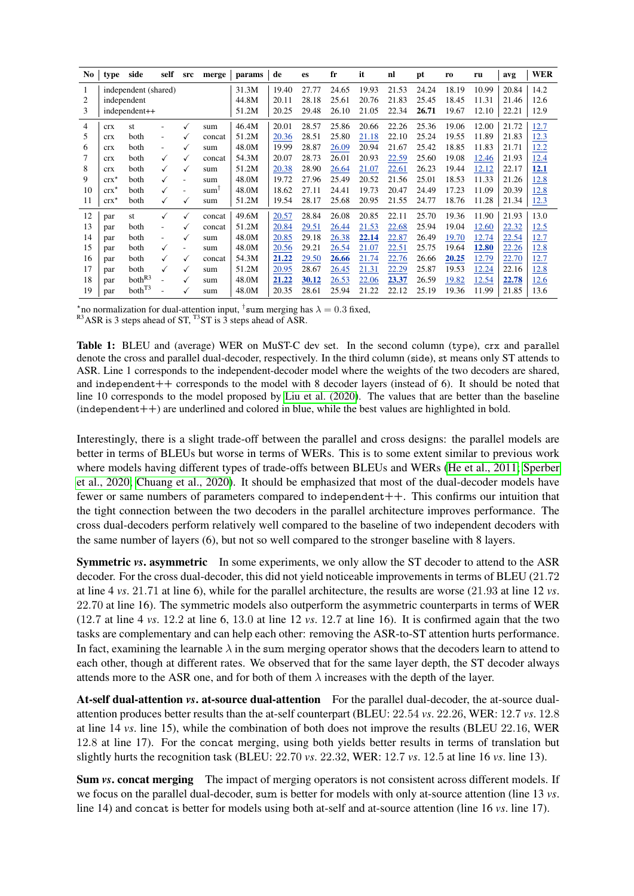| No | type | side | self | src | merge | params | de | es | fr | it | nl | pt | ro | ru | avg | WER |
|---|---|---|---|---|---|---|---|---|---|---|---|---|---|---|---|---|
| 1 | independent (shared) | | | | | 31.3M | 19.40 | 27.77 | 24.65 | 19.93 | 21.53 | 24.24 | 18.19 | 10.99 | 20.84 | 14.2 |
| 2 | independent | | | | | 44.8M | 20.11 | 28.18 | 25.61 | 20.76 | 21.83 | 25.45 | 18.45 | 11.31 | 21.46 | 12.6 |
| 3 | independent++ | | | | | 51.2M | 20.25 | 29.48 | 26.10 | 21.05 | 22.34 | **26.71** | 19.67 | 12.10 | 22.21 | 12.9 |
| 4 | crx | st | - | ✓ | sum | 46.4M | 20.01 | 28.57 | 25.86 | 20.66 | 22.26 | 25.36 | 19.06 | 12.00 | 21.72 | 12.7 |
| 5 | crx | both | - | ✓ | concat | 51.2M | 20.36 | 28.51 | 25.80 | 21.18 | 22.10 | 25.24 | 19.55 | 11.89 | 21.83 | 12.3 |
| 6 | crx | both | - | ✓ | sum | 48.0M | 19.99 | 28.87 | 26.09 | 20.94 | 21.67 | 25.42 | 18.85 | 11.83 | 21.71 | 12.2 |
| 7 | crx | both | ✓ | ✓ | concat | 54.3M | 20.07 | 28.73 | 26.01 | 20.93 | 22.59 | 25.60 | 19.08 | 12.46 | 21.93 | 12.4 |
| 8 | crx | both | ✓ | ✓ | sum | 51.2M | 20.38 | 28.90 | 26.64 | 21.07 | 22.61 | 26.23 | 19.44 | 12.12 | 22.17 | **12.1** |
| 9 | crx* | both | ✓ | - | sum | 48.0M | 19.72 | 27.96 | 25.49 | 20.52 | 21.56 | 25.01 | 18.53 | 11.33 | 21.26 | 12.8 |
| 10 | crx* | both | ✓ | - | sum† | 48.0M | 18.62 | 27.11 | 24.41 | 19.73 | 20.47 | 24.49 | 17.23 | 11.09 | 20.39 | 12.8 |
| 11 | crx* | both | ✓ | ✓ | sum | 51.2M | 19.54 | 28.17 | 25.68 | 20.95 | 21.55 | 24.77 | 18.76 | 11.28 | 21.34 | 12.3 |
| 12 | par | st | ✓ | ✓ | concat | 49.6M | 20.57 | 28.84 | 26.08 | 20.85 | 22.11 | 25.70 | 19.36 | 11.90 | 21.93 | 13.0 |
| 13 | par | both | - | ✓ | concat | 51.2M | 20.84 | 29.51 | 26.44 | 21.53 | 22.68 | 25.94 | 19.04 | 12.60 | 22.32 | 12.5 |
| 14 | par | both | - | ✓ | sum | 48.0M | 20.85 | 29.18 | 26.38 | **22.14** | 22.87 | 26.49 | 19.70 | 12.74 | 22.54 | 12.7 |
| 15 | par | both | ✓ | - | sum | 48.0M | 20.56 | 29.21 | 26.54 | 21.07 | 22.51 | 25.75 | 19.64 | **12.80** | 22.26 | 12.8 |
| 16 | par | both | ✓ | ✓ | concat | 54.3M | **21.22** | 29.50 | **26.66** | 21.74 | 22.76 | 26.66 | **20.25** | 12.79 | 22.70 | 12.7 |
| 17 | par | both | ✓ | ✓ | sum | 51.2M | 20.95 | 28.67 | 26.45 | 21.31 | 22.29 | 25.87 | 19.53 | 12.24 | 22.16 | 12.8 |
| 18 | par | both[R3] | - | ✓ | sum | 48.0M | **21.22** | **30.12** | 26.53 | 22.06 | **23.37** | 26.59 | 19.82 | 12.54 | **22.78** | 12.6 |
| 19 | par | both[T3] | - | ✓ | sum | 48.0M | 20.35 | 28.61 | 25.94 | 21.22 | 22.12 | 25.19 | 19.36 | 11.99 | 21.85 | 13.6 |

*no normalization for dual-attention input, †sum merging has $\lambda = 0.3$ fixed,
[R3]ASR is 3 steps ahead of ST, [T3]ST is 3 steps ahead of ASR.

**Table 1:** BLEU and (average) WER on MuST-C dev set. In the second column (type), crx and parallel denote the cross and parallel dual-decoder, respectively. In the third column (side), st means only ST attends to ASR. Line 1 corresponds to the independent-decoder model where the weights of the two decoders are shared, and independent++ corresponds to the model with 8 decoder layers (instead of 6). It should be noted that line 10 corresponds to the model proposed by Liu et al. (2020). The values that are better than the baseline (independent++) are underlined and colored in blue, while the best values are highlighted in bold.

Interestingly, there is a slight trade-off between the parallel and cross designs: the parallel models are better in terms of BLEUs but worse in terms of WERs. This is to some extent similar to previous work where models having different types of trade-offs between BLEUs and WERs (He et al., 2011; Sperber et al., 2020; Chuang et al., 2020). It should be emphasized that most of the dual-decoder models have fewer or same numbers of parameters compared to independent++. This confirms our intuition that the tight connection between the two decoders in the parallel architecture improves performance. The cross dual-decoders perform relatively well compared to the baseline of two independent decoders with the same number of layers (6), but not so well compared to the stronger baseline with 8 layers.

**Symmetric *vs*. asymmetric** In some experiments, we only allow the ST decoder to attend to the ASR decoder. For the cross dual-decoder, this did not yield noticeable improvements in terms of BLEU (21.72 at line 4 *vs*. 21.71 at line 6), while for the parallel architecture, the results are worse (21.93 at line 12 *vs*. 22.70 at line 16). The symmetric models also outperform the asymmetric counterparts in terms of WER (12.7 at line 4 *vs*. 12.2 at line 6, 13.0 at line 12 *vs*. 12.7 at line 16). It is confirmed again that the two tasks are complementary and can help each other: removing the ASR-to-ST attention hurts performance. In fact, examining the learnable $\lambda$ in the sum merging operator shows that the decoders learn to attend to each other, though at different rates. We observed that for the same layer depth, the ST decoder always attends more to the ASR one, and for both of them $\lambda$ increases with the depth of the layer.

**At-self dual-attention *vs*. at-source dual-attention** For the parallel dual-decoder, the at-source dual-attention produces better results than the at-self counterpart (BLEU: 22.54 *vs*. 22.26, WER: 12.7 *vs*. 12.8 at line 14 *vs*. line 15), while the combination of both does not improve the results (BLEU 22.16, WER 12.8 at line 17). For the concat merging, using both yields better results in terms of translation but slightly hurts the recognition task (BLEU: 22.70 *vs*. 22.32, WER: 12.7 *vs*. 12.5 at line 16 *vs*. line 13).

**Sum *vs*. concat merging** The impact of merging operators is not consistent across different models. If we focus on the parallel dual-decoder, sum is better for models with only at-source attention (line 13 *vs*. line 14) and concat is better for models using both at-self and at-source attention (line 16 *vs*. line 17).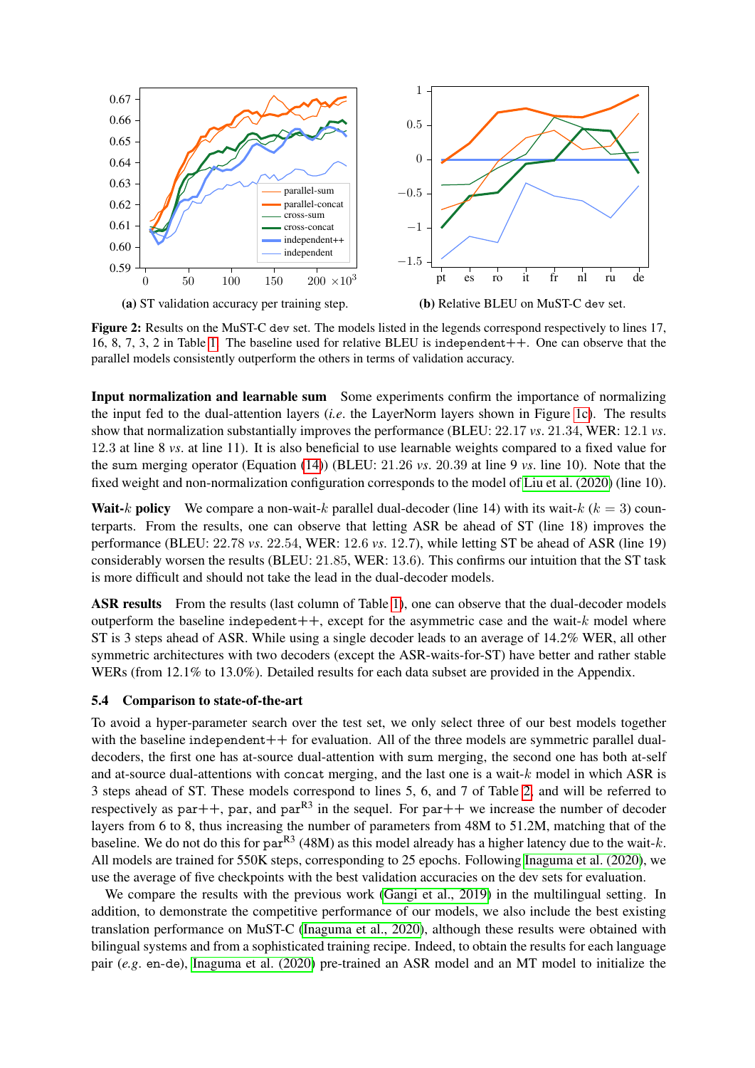**(a)** ST validation accuracy per training step.

**(b)** Relative BLEU on MuST-C `dev` set.

**Figure 2:** Results on the MuST-C `dev` set. The models listed in the legends correspond respectively to lines 17, 16, 8, 7, 3, 2 in Table 1. The baseline used for relative BLEU is `independent++`. One can observe that the parallel models consistently outperform the others in terms of validation accuracy.

**Input normalization and learnable sum** Some experiments confirm the importance of normalizing the input fed to the dual-attention layers (*i.e.* the LayerNorm layers shown in Figure 1c). The results show that normalization substantially improves the performance (BLEU: 22.17 *vs.* 21.34, WER: 12.1 *vs.* 12.3 at line 8 *vs.* at line 11). It is also beneficial to use learnable weights compared to a fixed value for the `sum` merging operator (Equation (14)) (BLEU: 21.26 *vs.* 20.39 at line 9 *vs.* line 10). Note that the fixed weight and non-normalization configuration corresponds to the model of Liu et al. (2020) (line 10).

**Wait-$k$ policy** We compare a non-wait-$k$ parallel dual-decoder (line 14) with its wait-$k$ ($k = 3$) counterparts. From the results, one can observe that letting ASR be ahead of ST (line 18) improves the performance (BLEU: 22.78 *vs.* 22.54, WER: 12.6 *vs.* 12.7), while letting ST be ahead of ASR (line 19) considerably worsen the results (BLEU: 21.85, WER: 13.6). This confirms our intuition that the ST task is more difficult and should not take the lead in the dual-decoder models.

**ASR results** From the results (last column of Table 1), one can observe that the dual-decoder models outperform the baseline `indepedent++`, except for the asymmetric case and the wait-$k$ model where ST is 3 steps ahead of ASR. While using a single decoder leads to an average of 14.2% WER, all other symmetric architectures with two decoders (except the ASR-waits-for-ST) have better and rather stable WERs (from 12.1% to 13.0%). Detailed results for each data subset are provided in the Appendix.

### 5.4 Comparison to state-of-the-art

To avoid a hyper-parameter search over the test set, we only select three of our best models together with the baseline `independent++` for evaluation. All of the three models are symmetric parallel dual-decoders, the first one has at-source dual-attention with `sum` merging, the second one has both at-self and at-source dual-attentions with `concat` merging, and the last one is a wait-$k$ model in which ASR is 3 steps ahead of ST. These models correspond to lines 5, 6, and 7 of Table 2, and will be referred to respectively as `par++`, `par`, and $\texttt{par}^{\text{R3}}$ in the sequel. For `par++` we increase the number of decoder layers from 6 to 8, thus increasing the number of parameters from 48M to 51.2M, matching that of the baseline. We do not do this for $\texttt{par}^{\text{R3}}$ (48M) as this model already has a higher latency due to the wait-$k$. All models are trained for 550K steps, corresponding to 25 epochs. Following Inaguma et al. (2020), we use the average of five checkpoints with the best validation accuracies on the dev sets for evaluation.

We compare the results with the previous work (Gangi et al., 2019) in the multilingual setting. In addition, to demonstrate the competitive performance of our models, we also include the best existing translation performance on MuST-C (Inaguma et al., 2020), although these results were obtained with bilingual systems and from a sophisticated training recipe. Indeed, to obtain the results for each language pair (*e.g.* `en-de`), Inaguma et al. (2020) pre-trained an ASR model and an MT model to initialize the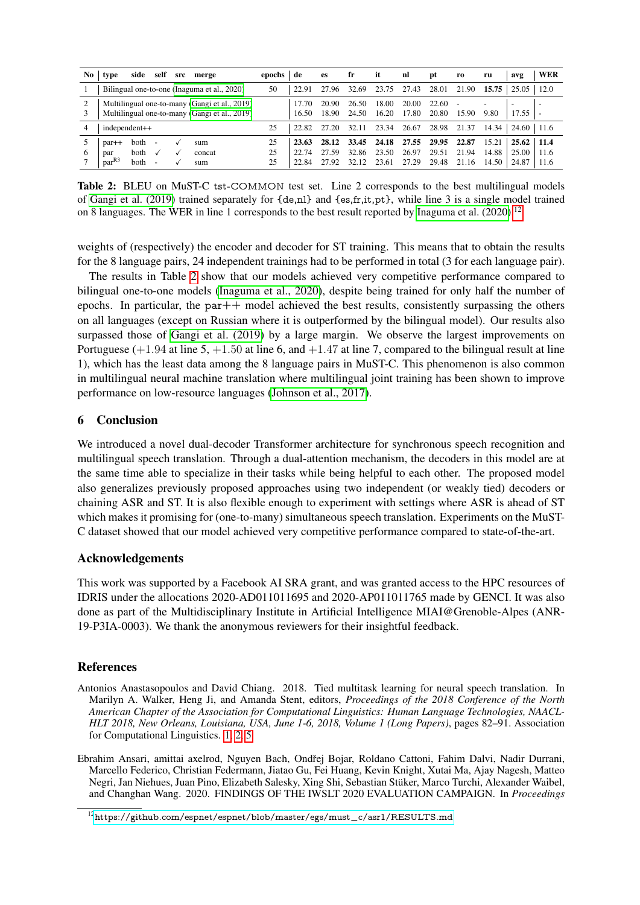| No | type | side | self | src | merge | epochs | de | es | fr | it | nl | pt | ro | ru | avg | WER |
|---|---|---|---|---|---|---|---|---|---|---|---|---|---|---|---|---|
| 1 | Bilingual one-to-one (Inaguma et al., 2020) | | | | | 50 | 22.91 | 27.96 | 32.69 | 23.75 | 27.43 | 28.01 | 21.90 | **15.75** | 25.05 | 12.0 |
| 2 | Multilingual one-to-many (Gangi et al., 2019) | | | | | | 17.70 | 20.90 | 26.50 | 18.00 | 20.00 | 22.60 | - | - | - | - |
| 3 | Multilingual one-to-many (Gangi et al., 2019) | | | | | | 16.50 | 18.90 | 24.50 | 16.20 | 17.80 | 20.80 | 15.90 | 9.80 | 17.55 | - |
| 4 | independent++ | | | | | 25 | 22.82 | 27.20 | 32.11 | 23.34 | 26.67 | 28.98 | 21.37 | 14.34 | 24.60 | 11.6 |
| 5 | par++ | both | - | ✓ | sum | 25 | **23.63** | **28.12** | **33.45** | **24.18** | **27.55** | **29.95** | **22.87** | 15.21 | **25.62** | **11.4** |
| 6 | par | both | ✓ | ✓ | concat | 25 | 22.74 | 27.59 | 32.86 | 23.50 | 26.97 | 29.51 | 21.94 | 14.88 | 25.00 | 11.6 |
| 7 | par$^{R3}$ | both | - | ✓ | sum | 25 | 22.84 | 27.92 | 32.12 | 23.61 | 27.29 | 29.48 | 21.16 | 14.50 | 24.87 | 11.6 |

**Table 2:** BLEU on MuST-C tst-COMMON test set. Line 2 corresponds to the best multilingual models of Gangi et al. (2019) trained separately for {de,nl} and {es,fr,it,pt}, while line 3 is a single model trained on 8 languages. The WER in line 1 corresponds to the best result reported by Inaguma et al. (2020).[12]

weights of (respectively) the encoder and decoder for ST training. This means that to obtain the results for the 8 language pairs, 24 independent trainings had to be performed in total (3 for each language pair).

The results in Table 2 show that our models achieved very competitive performance compared to bilingual one-to-one models (Inaguma et al., 2020), despite being trained for only half the number of epochs. In particular, the par++ model achieved the best results, consistently surpassing the others on all languages (except on Russian where it is outperformed by the bilingual model). Our results also surpassed those of Gangi et al. (2019) by a large margin. We observe the largest improvements on Portuguese (+1.94 at line 5, +1.50 at line 6, and +1.47 at line 7, compared to the bilingual result at line 1), which has the least data among the 8 language pairs in MuST-C. This phenomenon is also common in multilingual neural machine translation where multilingual joint training has been shown to improve performance on low-resource languages (Johnson et al., 2017).

## 6 Conclusion

We introduced a novel dual-decoder Transformer architecture for synchronous speech recognition and multilingual speech translation. Through a dual-attention mechanism, the decoders in this model are at the same time able to specialize in their tasks while being helpful to each other. The proposed model also generalizes previously proposed approaches using two independent (or weakly tied) decoders or chaining ASR and ST. It is also flexible enough to experiment with settings where ASR is ahead of ST which makes it promising for (one-to-many) simultaneous speech translation. Experiments on the MuST-C dataset showed that our model achieved very competitive performance compared to state-of-the-art.

## Acknowledgements

This work was supported by a Facebook AI SRA grant, and was granted access to the HPC resources of IDRIS under the allocations 2020-AD011011695 and 2020-AP011011765 made by GENCI. It was also done as part of the Multidisciplinary Institute in Artificial Intelligence MIAI@Grenoble-Alpes (ANR-19-P3IA-0003). We thank the anonymous reviewers for their insightful feedback.

## References

Antonios Anastasopoulos and David Chiang. 2018. Tied multitask learning for neural speech translation. In Marilyn A. Walker, Heng Ji, and Amanda Stent, editors, *Proceedings of the 2018 Conference of the North American Chapter of the Association for Computational Linguistics: Human Language Technologies, NAACL-HLT 2018, New Orleans, Louisiana, USA, June 1-6, 2018, Volume 1 (Long Papers)*, pages 82–91. Association for Computational Linguistics. 1, 2, 5

Ebrahim Ansari, amittai axelrod, Nguyen Bach, Ondřej Bojar, Roldano Cattoni, Fahim Dalvi, Nadir Durrani, Marcello Federico, Christian Federmann, Jiatao Gu, Fei Huang, Kevin Knight, Xutai Ma, Ajay Nagesh, Matteo Negri, Jan Niehues, Juan Pino, Elizabeth Salesky, Xing Shi, Sebastian Stüker, Marco Turchi, Alexander Waibel, and Changhan Wang. 2020. FINDINGS OF THE IWSLT 2020 EVALUATION CAMPAIGN. In *Proceedings*

[12] https://github.com/espnet/espnet/blob/master/egs/must_c/asr1/RESULTS.md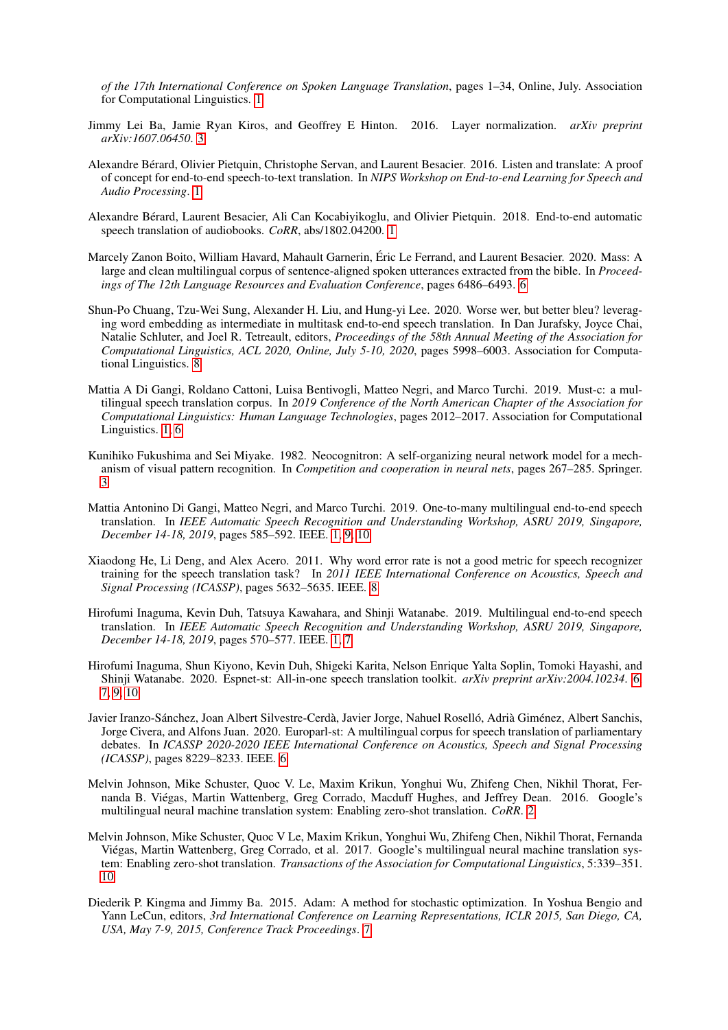of the 17th International Conference on Spoken Language Translation, pages 1–34, Online, July. Association for Computational Linguistics. 1

Jimmy Lei Ba, Jamie Ryan Kiros, and Geoffrey E Hinton. 2016. Layer normalization. *arXiv preprint arXiv:1607.06450*. 3

Alexandre Bérard, Olivier Pietquin, Christophe Servan, and Laurent Besacier. 2016. Listen and translate: A proof of concept for end-to-end speech-to-text translation. In *NIPS Workshop on End-to-end Learning for Speech and Audio Processing*. 1

Alexandre Bérard, Laurent Besacier, Ali Can Kocabiyikoglu, and Olivier Pietquin. 2018. End-to-end automatic speech translation of audiobooks. *CoRR*, abs/1802.04200. 1

Marcely Zanon Boito, William Havard, Mahault Garnerin, Éric Le Ferrand, and Laurent Besacier. 2020. Mass: A large and clean multilingual corpus of sentence-aligned spoken utterances extracted from the bible. In *Proceedings of The 12th Language Resources and Evaluation Conference*, pages 6486–6493. 6

Shun-Po Chuang, Tzu-Wei Sung, Alexander H. Liu, and Hung-yi Lee. 2020. Worse wer, but better bleu? leveraging word embedding as intermediate in multitask end-to-end speech translation. In Dan Jurafsky, Joyce Chai, Natalie Schluter, and Joel R. Tetreault, editors, *Proceedings of the 58th Annual Meeting of the Association for Computational Linguistics, ACL 2020, Online, July 5-10, 2020*, pages 5998–6003. Association for Computational Linguistics. 8

Mattia A Di Gangi, Roldano Cattoni, Luisa Bentivogli, Matteo Negri, and Marco Turchi. 2019. Must-c: a multilingual speech translation corpus. In *2019 Conference of the North American Chapter of the Association for Computational Linguistics: Human Language Technologies*, pages 2012–2017. Association for Computational Linguistics. 1, 6

Kunihiko Fukushima and Sei Miyake. 1982. Neocognitron: A self-organizing neural network model for a mechanism of visual pattern recognition. In *Competition and cooperation in neural nets*, pages 267–285. Springer. 3

Mattia Antonino Di Gangi, Matteo Negri, and Marco Turchi. 2019. One-to-many multilingual end-to-end speech translation. In *IEEE Automatic Speech Recognition and Understanding Workshop, ASRU 2019, Singapore, December 14-18, 2019*, pages 585–592. IEEE. 1, 9, 10

Xiaodong He, Li Deng, and Alex Acero. 2011. Why word error rate is not a good metric for speech recognizer training for the speech translation task? In *2011 IEEE International Conference on Acoustics, Speech and Signal Processing (ICASSP)*, pages 5632–5635. IEEE. 8

Hirofumi Inaguma, Kevin Duh, Tatsuya Kawahara, and Shinji Watanabe. 2019. Multilingual end-to-end speech translation. In *IEEE Automatic Speech Recognition and Understanding Workshop, ASRU 2019, Singapore, December 14-18, 2019*, pages 570–577. IEEE. 1, 7

Hirofumi Inaguma, Shun Kiyono, Kevin Duh, Shigeki Karita, Nelson Enrique Yalta Soplin, Tomoki Hayashi, and Shinji Watanabe. 2020. Espnet-st: All-in-one speech translation toolkit. *arXiv preprint arXiv:2004.10234*. 6, 7, 9, 10

Javier Iranzo-Sánchez, Joan Albert Silvestre-Cerdà, Javier Jorge, Nahuel Roselló, Adrià Giménez, Albert Sanchis, Jorge Civera, and Alfons Juan. 2020. Europarl-st: A multilingual corpus for speech translation of parliamentary debates. In *ICASSP 2020-2020 IEEE International Conference on Acoustics, Speech and Signal Processing (ICASSP)*, pages 8229–8233. IEEE. 6

Melvin Johnson, Mike Schuster, Quoc V. Le, Maxim Krikun, Yonghui Wu, Zhifeng Chen, Nikhil Thorat, Fernanda B. Viégas, Martin Wattenberg, Greg Corrado, Macduff Hughes, and Jeffrey Dean. 2016. Google's multilingual neural machine translation system: Enabling zero-shot translation. *CoRR*. 2

Melvin Johnson, Mike Schuster, Quoc V Le, Maxim Krikun, Yonghui Wu, Zhifeng Chen, Nikhil Thorat, Fernanda Viégas, Martin Wattenberg, Greg Corrado, et al. 2017. Google's multilingual neural machine translation system: Enabling zero-shot translation. *Transactions of the Association for Computational Linguistics*, 5:339–351. 10

Diederik P. Kingma and Jimmy Ba. 2015. Adam: A method for stochastic optimization. In Yoshua Bengio and Yann LeCun, editors, *3rd International Conference on Learning Representations, ICLR 2015, San Diego, CA, USA, May 7-9, 2015, Conference Track Proceedings*. 7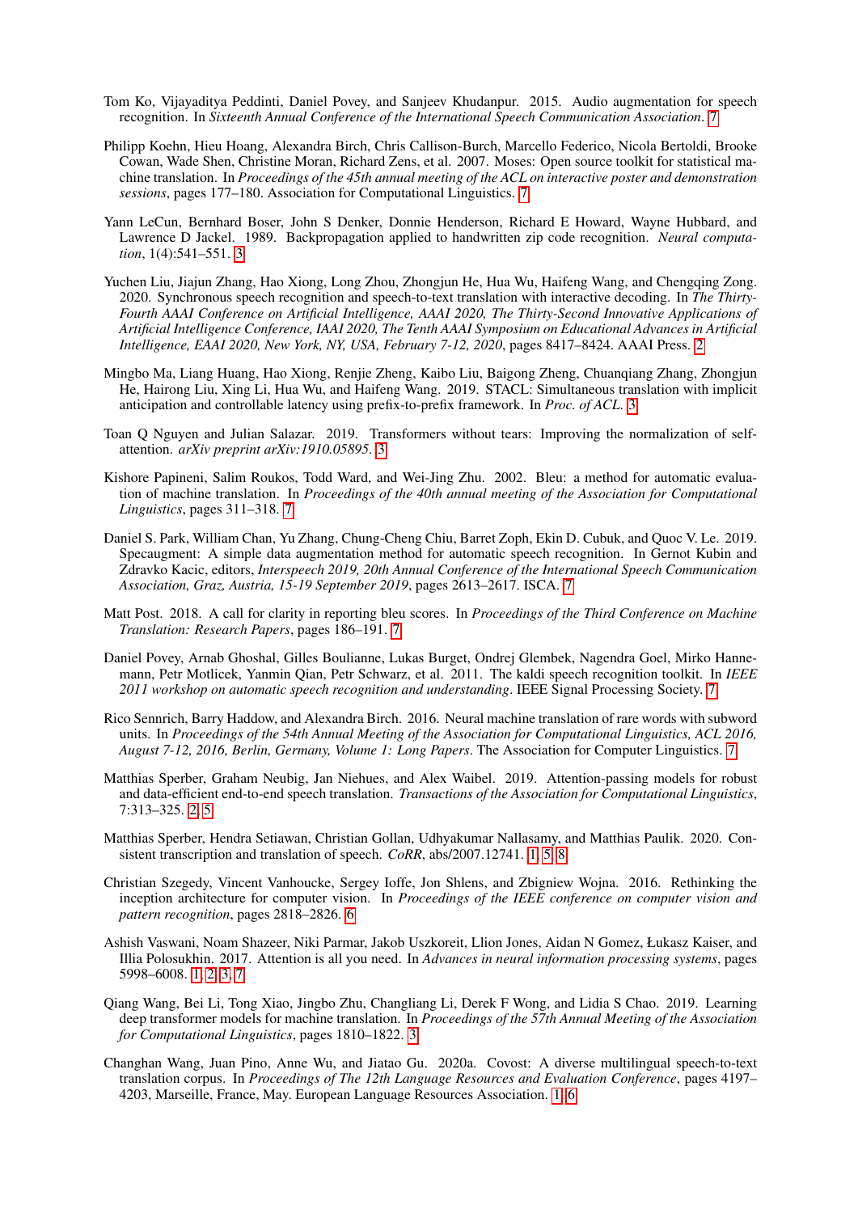Tom Ko, Vijayaditya Peddinti, Daniel Povey, and Sanjeev Khudanpur. 2015. Audio augmentation for speech recognition. In *Sixteenth Annual Conference of the International Speech Communication Association*. 7

Philipp Koehn, Hieu Hoang, Alexandra Birch, Chris Callison-Burch, Marcello Federico, Nicola Bertoldi, Brooke Cowan, Wade Shen, Christine Moran, Richard Zens, et al. 2007. Moses: Open source toolkit for statistical machine translation. In *Proceedings of the 45th annual meeting of the ACL on interactive poster and demonstration sessions*, pages 177–180. Association for Computational Linguistics. 7

Yann LeCun, Bernhard Boser, John S Denker, Donnie Henderson, Richard E Howard, Wayne Hubbard, and Lawrence D Jackel. 1989. Backpropagation applied to handwritten zip code recognition. *Neural computation*, 1(4):541–551. 3

Yuchen Liu, Jiajun Zhang, Hao Xiong, Long Zhou, Zhongjun He, Hua Wu, Haifeng Wang, and Chengqing Zong. 2020. Synchronous speech recognition and speech-to-text translation with interactive decoding. In *The Thirty-Fourth AAAI Conference on Artificial Intelligence, AAAI 2020, The Thirty-Second Innovative Applications of Artificial Intelligence Conference, IAAI 2020, The Tenth AAAI Symposium on Educational Advances in Artificial Intelligence, EAAI 2020, New York, NY, USA, February 7-12, 2020*, pages 8417–8424. AAAI Press. 2

Mingbo Ma, Liang Huang, Hao Xiong, Renjie Zheng, Kaibo Liu, Baigong Zheng, Chuanqiang Zhang, Zhongjun He, Hairong Liu, Xing Li, Hua Wu, and Haifeng Wang. 2019. STACL: Simultaneous translation with implicit anticipation and controllable latency using prefix-to-prefix framework. In *Proc. of ACL*. 3

Toan Q Nguyen and Julian Salazar. 2019. Transformers without tears: Improving the normalization of self-attention. *arXiv preprint arXiv:1910.05895*. 3

Kishore Papineni, Salim Roukos, Todd Ward, and Wei-Jing Zhu. 2002. Bleu: a method for automatic evaluation of machine translation. In *Proceedings of the 40th annual meeting of the Association for Computational Linguistics*, pages 311–318. 7

Daniel S. Park, William Chan, Yu Zhang, Chung-Cheng Chiu, Barret Zoph, Ekin D. Cubuk, and Quoc V. Le. 2019. Specaugment: A simple data augmentation method for automatic speech recognition. In Gernot Kubin and Zdravko Kacic, editors, *Interspeech 2019, 20th Annual Conference of the International Speech Communication Association, Graz, Austria, 15-19 September 2019*, pages 2613–2617. ISCA. 7

Matt Post. 2018. A call for clarity in reporting bleu scores. In *Proceedings of the Third Conference on Machine Translation: Research Papers*, pages 186–191. 7

Daniel Povey, Arnab Ghoshal, Gilles Boulianne, Lukas Burget, Ondrej Glembek, Nagendra Goel, Mirko Hannemann, Petr Motlicek, Yanmin Qian, Petr Schwarz, et al. 2011. The kaldi speech recognition toolkit. In *IEEE 2011 workshop on automatic speech recognition and understanding*. IEEE Signal Processing Society. 7

Rico Sennrich, Barry Haddow, and Alexandra Birch. 2016. Neural machine translation of rare words with subword units. In *Proceedings of the 54th Annual Meeting of the Association for Computational Linguistics, ACL 2016, August 7-12, 2016, Berlin, Germany, Volume 1: Long Papers*. The Association for Computer Linguistics. 7

Matthias Sperber, Graham Neubig, Jan Niehues, and Alex Waibel. 2019. Attention-passing models for robust and data-efficient end-to-end speech translation. *Transactions of the Association for Computational Linguistics*, 7:313–325. 2, 5

Matthias Sperber, Hendra Setiawan, Christian Gollan, Udhyakumar Nallasamy, and Matthias Paulik. 2020. Consistent transcription and translation of speech. *CoRR*, abs/2007.12741. 1, 5, 8

Christian Szegedy, Vincent Vanhoucke, Sergey Ioffe, Jon Shlens, and Zbigniew Wojna. 2016. Rethinking the inception architecture for computer vision. In *Proceedings of the IEEE conference on computer vision and pattern recognition*, pages 2818–2826. 6

Ashish Vaswani, Noam Shazeer, Niki Parmar, Jakob Uszkoreit, Llion Jones, Aidan N Gomez, Łukasz Kaiser, and Illia Polosukhin. 2017. Attention is all you need. In *Advances in neural information processing systems*, pages 5998–6008. 1, 2, 3, 7

Qiang Wang, Bei Li, Tong Xiao, Jingbo Zhu, Changliang Li, Derek F Wong, and Lidia S Chao. 2019. Learning deep transformer models for machine translation. In *Proceedings of the 57th Annual Meeting of the Association for Computational Linguistics*, pages 1810–1822. 3

Changhan Wang, Juan Pino, Anne Wu, and Jiatao Gu. 2020a. Covost: A diverse multilingual speech-to-text translation corpus. In *Proceedings of The 12th Language Resources and Evaluation Conference*, pages 4197–4203, Marseille, France, May. European Language Resources Association. 1, 6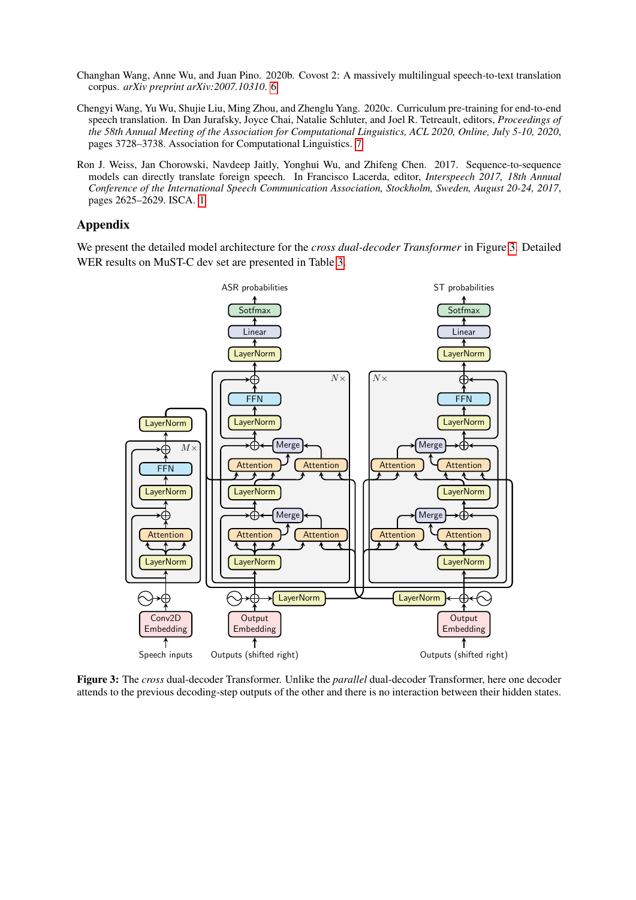Changhan Wang, Anne Wu, and Juan Pino. 2020b. Covost 2: A massively multilingual speech-to-text translation corpus. *arXiv preprint arXiv:2007.10310*. 6

Chengyi Wang, Yu Wu, Shujie Liu, Ming Zhou, and Zhenglu Yang. 2020c. Curriculum pre-training for end-to-end speech translation. In Dan Jurafsky, Joyce Chai, Natalie Schluter, and Joel R. Tetreault, editors, *Proceedings of the 58th Annual Meeting of the Association for Computational Linguistics, ACL 2020, Online, July 5-10, 2020*, pages 3728–3738. Association for Computational Linguistics. 7

Ron J. Weiss, Jan Chorowski, Navdeep Jaitly, Yonghui Wu, and Zhifeng Chen. 2017. Sequence-to-sequence models can directly translate foreign speech. In Francisco Lacerda, editor, *Interspeech 2017, 18th Annual Conference of the International Speech Communication Association, Stockholm, Sweden, August 20-24, 2017*, pages 2625–2629. ISCA. 1

## Appendix

We present the detailed model architecture for the *cross dual-decoder Transformer* in Figure 3. Detailed WER results on MuST-C dev set are presented in Table 3.

**Figure 3:** The *cross* dual-decoder Transformer. Unlike the *parallel* dual-decoder Transformer, here one decoder attends to the previous decoding-step outputs of the other and there is no interaction between their hidden states.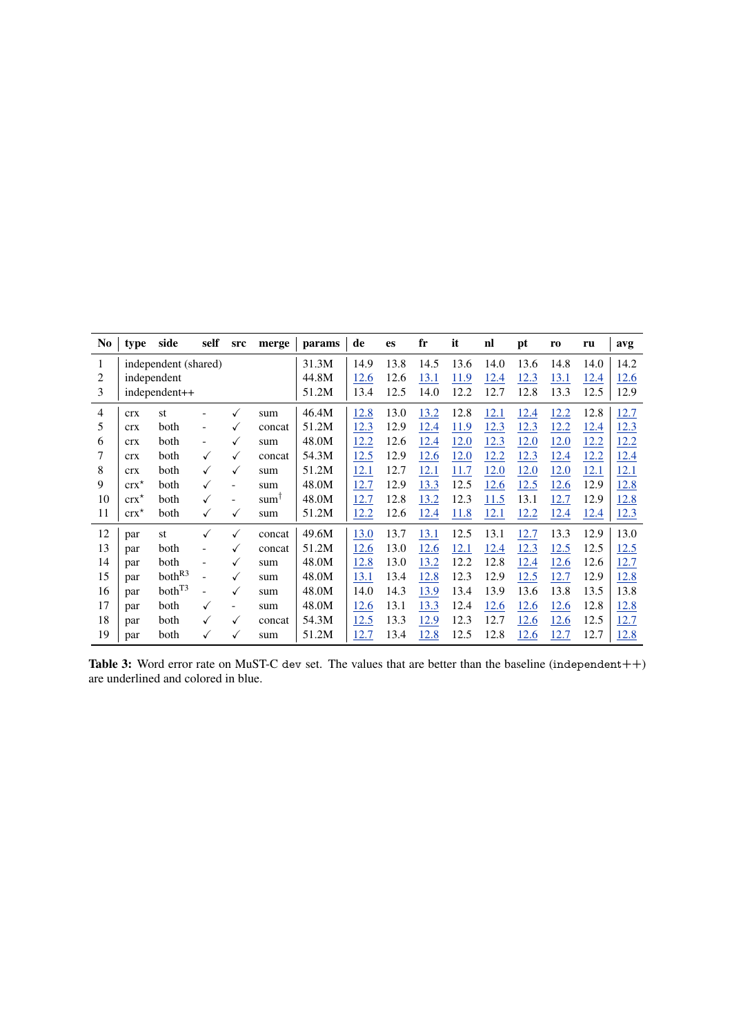| No | type | side | self | src | merge | params | de | es | fr | it | nl | pt | ro | ru | avg |
|---|---|---|---|---|---|---|---|---|---|---|---|---|---|---|---|
| 1 | independent (shared) | | | | | 31.3M | 14.9 | 13.8 | 14.5 | 13.6 | 14.0 | 13.6 | 14.8 | 14.0 | 14.2 |
| 2 | independent | | | | | 44.8M | 12.6 | 12.6 | 13.1 | 11.9 | 12.4 | 12.3 | 13.1 | 12.4 | 12.6 |
| 3 | independent++ | | | | | 51.2M | 13.4 | 12.5 | 14.0 | 12.2 | 12.7 | 12.8 | 13.3 | 12.5 | 12.9 |
| 4 | crx | st | - | ✓ | sum | 46.4M | 12.8 | 13.0 | 13.2 | 12.8 | 12.1 | 12.4 | 12.2 | 12.8 | 12.7 |
| 5 | crx | both | - | ✓ | concat | 51.2M | 12.3 | 12.9 | 12.4 | 11.9 | 12.3 | 12.3 | 12.2 | 12.4 | 12.3 |
| 6 | crx | both | - | ✓ | sum | 48.0M | 12.2 | 12.6 | 12.4 | 12.0 | 12.3 | 12.0 | 12.0 | 12.2 | 12.2 |
| 7 | crx | both | ✓ | ✓ | concat | 54.3M | 12.5 | 12.9 | 12.6 | 12.0 | 12.2 | 12.3 | 12.4 | 12.2 | 12.4 |
| 8 | crx | both | ✓ | ✓ | sum | 51.2M | 12.1 | 12.7 | 12.1 | 11.7 | 12.0 | 12.0 | 12.0 | 12.1 | 12.1 |
| 9 | crx⋆ | both | ✓ | - | sum | 48.0M | 12.7 | 12.9 | 13.3 | 12.5 | 12.6 | 12.5 | 12.6 | 12.9 | 12.8 |
| 10 | crx⋆ | both | ✓ | - | sum† | 48.0M | 12.7 | 12.8 | 13.2 | 12.3 | 11.5 | 13.1 | 12.7 | 12.9 | 12.8 |
| 11 | crx⋆ | both | ✓ | ✓ | sum | 51.2M | 12.2 | 12.6 | 12.4 | 11.8 | 12.1 | 12.2 | 12.4 | 12.4 | 12.3 |
| 12 | par | st | ✓ | ✓ | concat | 49.6M | 13.0 | 13.7 | 13.1 | 12.5 | 13.1 | 12.7 | 13.3 | 12.9 | 13.0 |
| 13 | par | both | - | ✓ | concat | 51.2M | 12.6 | 13.0 | 12.6 | 12.1 | 12.4 | 12.3 | 12.5 | 12.5 | 12.5 |
| 14 | par | both | - | ✓ | sum | 48.0M | 12.8 | 13.0 | 13.2 | 12.2 | 12.8 | 12.4 | 12.6 | 12.6 | 12.7 |
| 15 | par | both[R3] | - | ✓ | sum | 48.0M | 13.1 | 13.4 | 12.8 | 12.3 | 12.9 | 12.5 | 12.7 | 12.9 | 12.8 |
| 16 | par | both[T3] | - | ✓ | sum | 48.0M | 14.0 | 14.3 | 13.9 | 13.4 | 13.9 | 13.6 | 13.8 | 13.5 | 13.8 |
| 17 | par | both | ✓ | - | sum | 48.0M | 12.6 | 13.1 | 13.3 | 12.4 | 12.6 | 12.6 | 12.6 | 12.8 | 12.8 |
| 18 | par | both | ✓ | ✓ | concat | 54.3M | 12.5 | 13.3 | 12.9 | 12.3 | 12.7 | 12.6 | 12.6 | 12.5 | 12.7 |
| 19 | par | both | ✓ | ✓ | sum | 51.2M | 12.7 | 13.4 | 12.8 | 12.5 | 12.8 | 12.6 | 12.7 | 12.7 | 12.8 |

**Table 3:** Word error rate on MuST-C dev set. The values that are better than the baseline (independent++) are underlined and colored in blue.